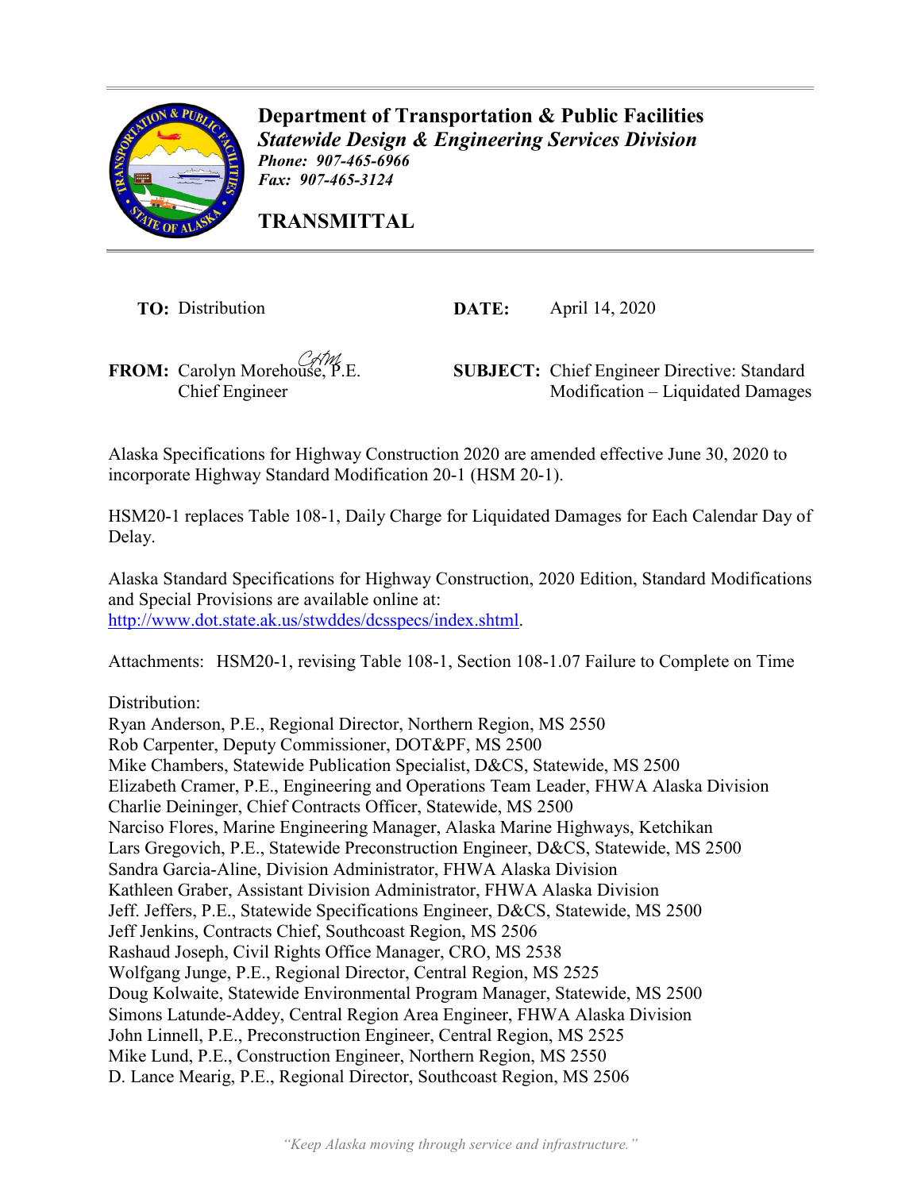# Department of Transportation & Public Facilities

***Statewide Design & Engineering Services Division***

***Phone: 907-465-6966***

***Fax: 907-465-3124***

## TRANSMITTAL

**TO:** Distribution

**DATE:** April 14, 2020

**FROM:** Carolyn Morehouse, P.E.
Chief Engineer

**SUBJECT:** Chief Engineer Directive: Standard Modification – Liquidated Damages

Alaska Specifications for Highway Construction 2020 are amended effective June 30, 2020 to incorporate Highway Standard Modification 20-1 (HSM 20-1).

HSM20-1 replaces Table 108-1, Daily Charge for Liquidated Damages for Each Calendar Day of Delay.

Alaska Standard Specifications for Highway Construction, 2020 Edition, Standard Modifications and Special Provisions are available online at:
http://www.dot.state.ak.us/stwddes/dcsspecs/index.shtml.

Attachments: HSM20-1, revising Table 108-1, Section 108-1.07 Failure to Complete on Time

Distribution:
Ryan Anderson, P.E., Regional Director, Northern Region, MS 2550
Rob Carpenter, Deputy Commissioner, DOT&PF, MS 2500
Mike Chambers, Statewide Publication Specialist, D&CS, Statewide, MS 2500
Elizabeth Cramer, P.E., Engineering and Operations Team Leader, FHWA Alaska Division
Charlie Deininger, Chief Contracts Officer, Statewide, MS 2500
Narciso Flores, Marine Engineering Manager, Alaska Marine Highways, Ketchikan
Lars Gregovich, P.E., Statewide Preconstruction Engineer, D&CS, Statewide, MS 2500
Sandra Garcia-Aline, Division Administrator, FHWA Alaska Division
Kathleen Graber, Assistant Division Administrator, FHWA Alaska Division
Jeff. Jeffers, P.E., Statewide Specifications Engineer, D&CS, Statewide, MS 2500
Jeff Jenkins, Contracts Chief, Southcoast Region, MS 2506
Rashaud Joseph, Civil Rights Office Manager, CRO, MS 2538
Wolfgang Junge, P.E., Regional Director, Central Region, MS 2525
Doug Kolwaite, Statewide Environmental Program Manager, Statewide, MS 2500
Simons Latunde-Addey, Central Region Area Engineer, FHWA Alaska Division
John Linnell, P.E., Preconstruction Engineer, Central Region, MS 2525
Mike Lund, P.E., Construction Engineer, Northern Region, MS 2550
D. Lance Mearig, P.E., Regional Director, Southcoast Region, MS 2506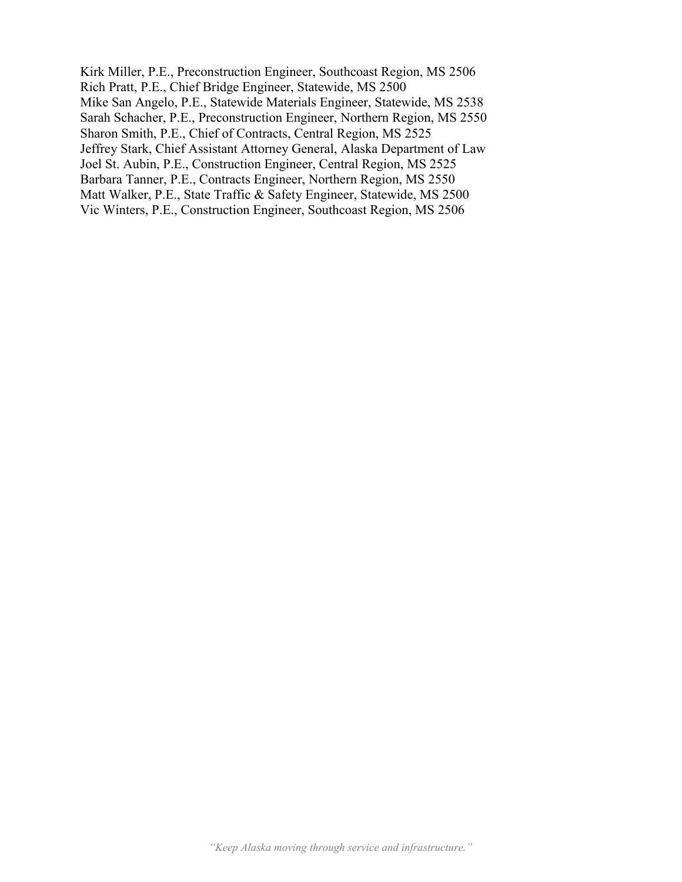Kirk Miller, P.E., Preconstruction Engineer, Southcoast Region, MS 2506
Rich Pratt, P.E., Chief Bridge Engineer, Statewide, MS 2500
Mike San Angelo, P.E., Statewide Materials Engineer, Statewide, MS 2538
Sarah Schacher, P.E., Preconstruction Engineer, Northern Region, MS 2550
Sharon Smith, P.E., Chief of Contracts, Central Region, MS 2525
Jeffrey Stark, Chief Assistant Attorney General, Alaska Department of Law
Joel St. Aubin, P.E., Construction Engineer, Central Region, MS 2525
Barbara Tanner, P.E., Contracts Engineer, Northern Region, MS 2550
Matt Walker, P.E., State Traffic & Safety Engineer, Statewide, MS 2500
Vic Winters, P.E., Construction Engineer, Southcoast Region, MS 2506